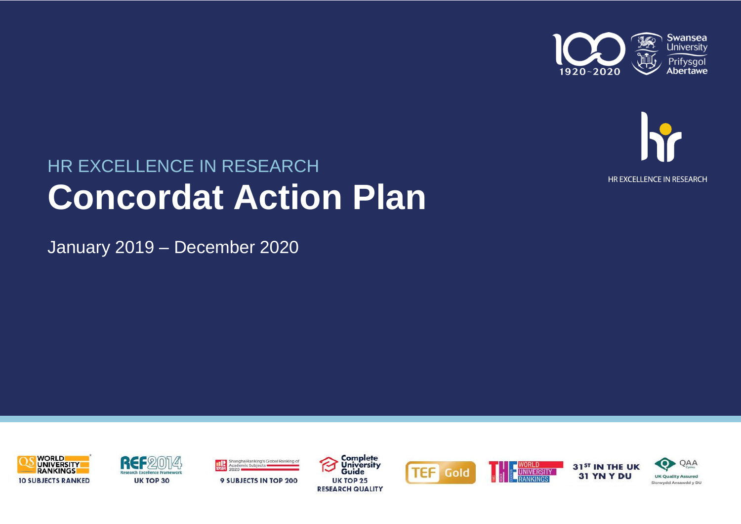HR EXCELLENCE IN RESEARCH

# Concordat Action Plan

January 2019 – December 2020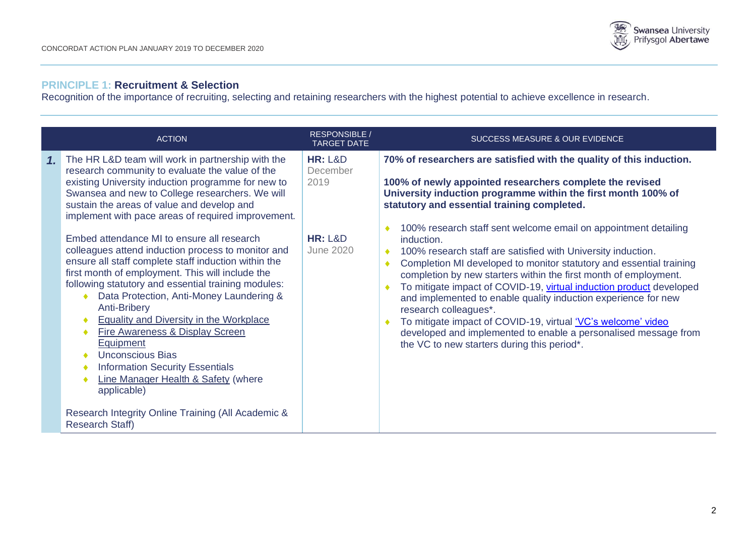## PRINCIPLE 1: Recruitment & Selection

Recognition of the importance of recruiting, selecting and retaining researchers with the highest potential to achieve excellence in research.

| | ACTION | RESPONSIBLE / TARGET DATE | SUCCESS MEASURE & OUR EVIDENCE |
|---|---|---|---|
| **1.** | The HR L&D team will work in partnership with the research community to evaluate the value of the existing University induction programme for new to Swansea and new to College researchers. We will sustain the areas of value and develop and implement with pace areas of required improvement.<br><br>Embed attendance MI to ensure all research colleagues attend induction process to monitor and ensure all staff complete staff induction within the first month of employment. This will include the following statutory and essential training modules:<br>♦ Data Protection, Anti-Money Laundering & Anti-Bribery<br>♦ Equality and Diversity in the Workplace<br>♦ Fire Awareness & Display Screen Equipment<br>♦ Unconscious Bias<br>♦ Information Security Essentials<br>♦ Line Manager Health & Safety (where applicable)<br><br>Research Integrity Online Training (All Academic & Research Staff) | **HR:** L&D<br>December 2019<br><br>**HR:** L&D<br>June 2020 | **70% of researchers are satisfied with the quality of this induction.**<br><br>**100% of newly appointed researchers complete the revised University induction programme within the first month 100% of statutory and essential training completed.**<br><br>♦ 100% research staff sent welcome email on appointment detailing induction.<br>♦ 100% research staff are satisfied with University induction.<br>♦ Completion MI developed to monitor statutory and essential training completion by new starters within the first month of employment.<br>♦ To mitigate impact of COVID-19, virtual induction product developed and implemented to enable quality induction experience for new research colleagues*.<br>♦ To mitigate impact of COVID-19, virtual 'VC's welcome' video developed and implemented to enable a personalised message from the VC to new starters during this period*. |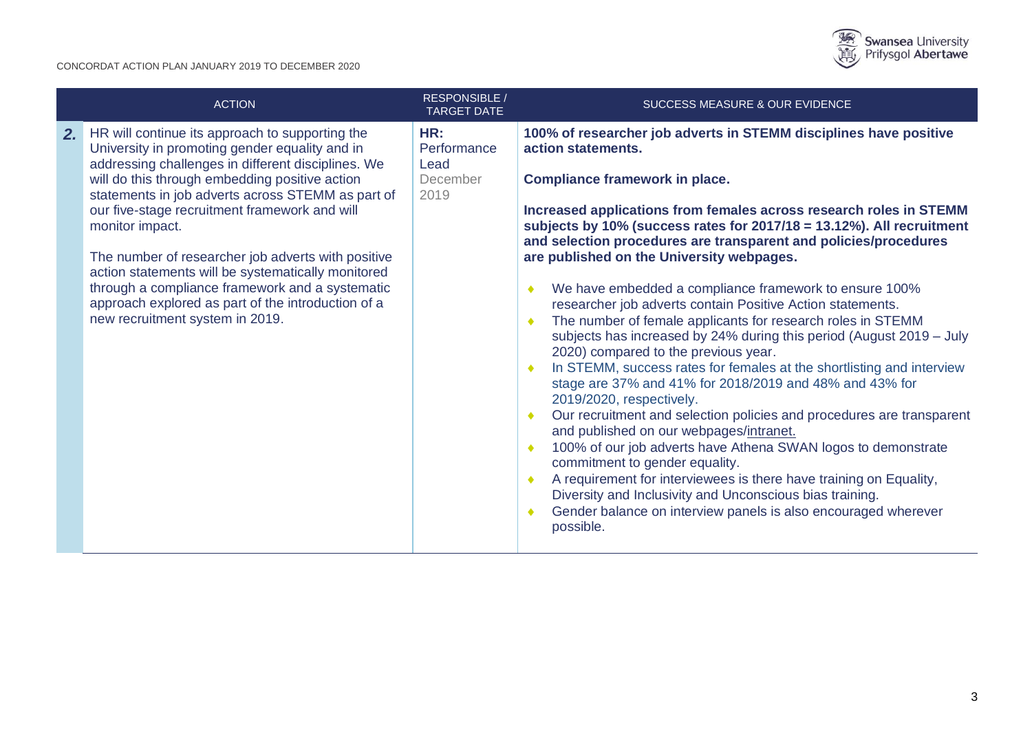| | ACTION | RESPONSIBLE / TARGET DATE | SUCCESS MEASURE & OUR EVIDENCE |
|---|---|---|---|
| **2.** | HR will continue its approach to supporting the University in promoting gender equality and in addressing challenges in different disciplines. We will do this through embedding positive action statements in job adverts across STEMM as part of our five-stage recruitment framework and will monitor impact.<br><br>The number of researcher job adverts with positive action statements will be systematically monitored through a compliance framework and a systematic approach explored as part of the introduction of a new recruitment system in 2019. | **HR:** Performance Lead<br>December 2019 | **100% of researcher job adverts in STEMM disciplines have positive action statements.**<br><br>**Compliance framework in place.**<br><br>**Increased applications from females across research roles in STEMM subjects by 10% (success rates for 2017/18 = 13.12%). All recruitment and selection procedures are transparent and policies/procedures are published on the University webpages.**<br><br>• We have embedded a compliance framework to ensure 100% researcher job adverts contain Positive Action statements.<br>• The number of female applicants for research roles in STEMM subjects has increased by 24% during this period (August 2019 – July 2020) compared to the previous year.<br>• In STEMM, success rates for females at the shortlisting and interview stage are 37% and 41% for 2018/2019 and 48% and 43% for 2019/2020, respectively.<br>• Our recruitment and selection policies and procedures are transparent and published on our webpages/intranet.<br>• 100% of our job adverts have Athena SWAN logos to demonstrate commitment to gender equality.<br>• A requirement for interviewees is there have training on Equality, Diversity and Inclusivity and Unconscious bias training.<br>• Gender balance on interview panels is also encouraged wherever possible. |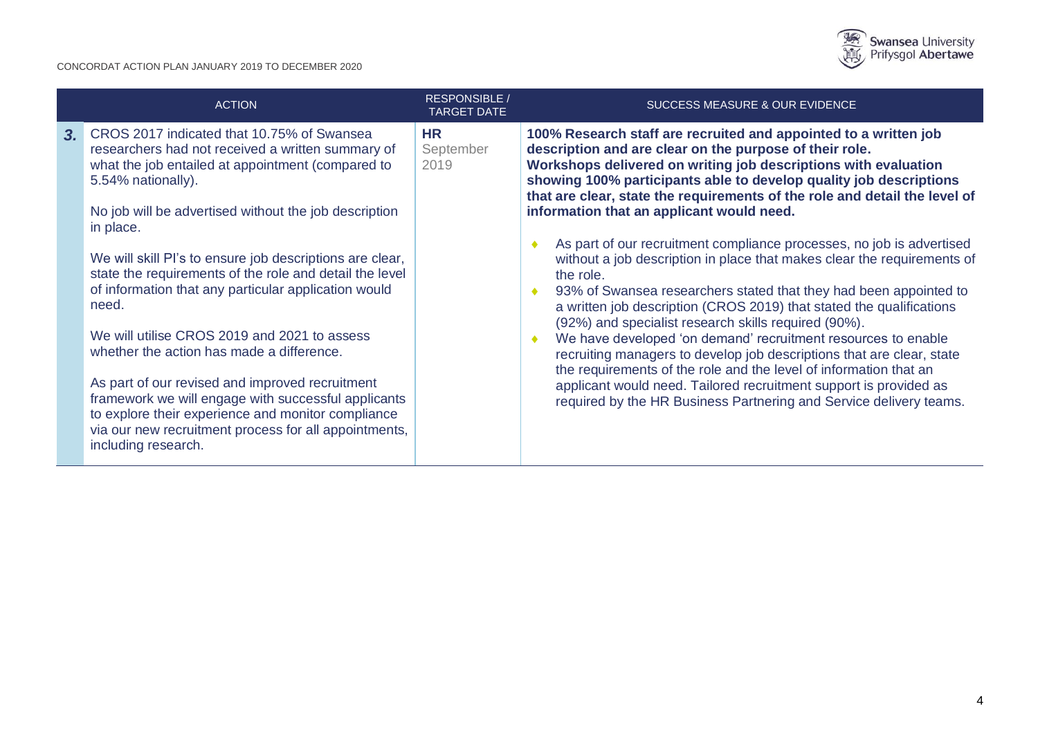| | ACTION | RESPONSIBLE / TARGET DATE | SUCCESS MEASURE & OUR EVIDENCE |
|---|---|---|---|
| **3.** | CROS 2017 indicated that 10.75% of Swansea researchers had not received a written summary of what the job entailed at appointment (compared to 5.54% nationally).<br><br>No job will be advertised without the job description in place.<br><br>We will skill PI's to ensure job descriptions are clear, state the requirements of the role and detail the level of information that any particular application would need.<br><br>We will utilise CROS 2019 and 2021 to assess whether the action has made a difference.<br><br>As part of our revised and improved recruitment framework we will engage with successful applicants to explore their experience and monitor compliance via our new recruitment process for all appointments, including research. | **HR**<br>September 2019 | **100% Research staff are recruited and appointed to a written job description and are clear on the purpose of their role. Workshops delivered on writing job descriptions with evaluation showing 100% participants able to develop quality job descriptions that are clear, state the requirements of the role and detail the level of information that an applicant would need.**<br><br>• As part of our recruitment compliance processes, no job is advertised without a job description in place that makes clear the requirements of the role.<br>• 93% of Swansea researchers stated that they had been appointed to a written job description (CROS 2019) that stated the qualifications (92%) and specialist research skills required (90%).<br>• We have developed 'on demand' recruitment resources to enable recruiting managers to develop job descriptions that are clear, state the requirements of the role and the level of information that an applicant would need. Tailored recruitment support is provided as required by the HR Business Partnering and Service delivery teams. |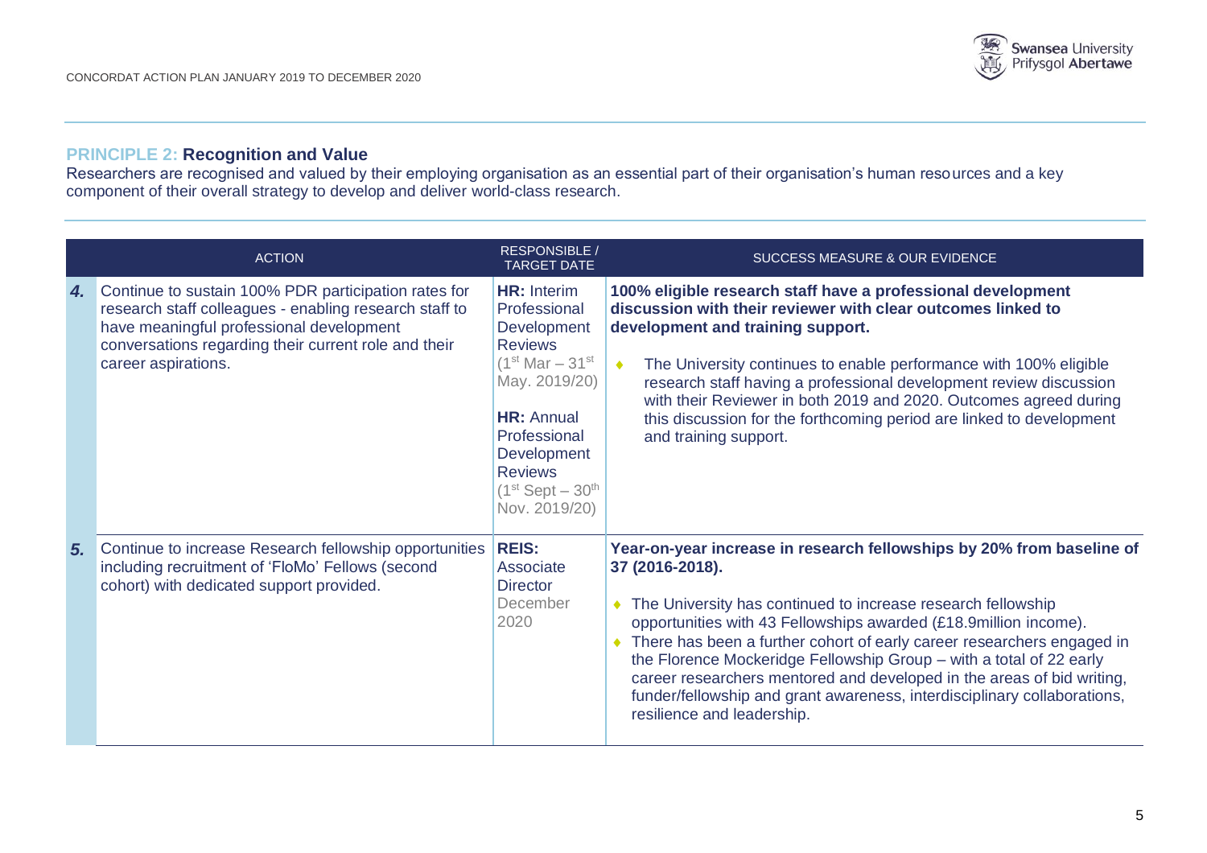## PRINCIPLE 2: Recognition and Value

Researchers are recognised and valued by their employing organisation as an essential part of their organisation's human resources and a key component of their overall strategy to develop and deliver world-class research.

| | ACTION | RESPONSIBLE / TARGET DATE | SUCCESS MEASURE & OUR EVIDENCE |
|---|---|---|---|
| **4.** | Continue to sustain 100% PDR participation rates for research staff colleagues - enabling research staff to have meaningful professional development conversations regarding their current role and their career aspirations. | **HR:** Interim Professional Development Reviews (1st Mar – 31st May. 2019/20)<br><br>**HR:** Annual Professional Development Reviews (1st Sept – 30th Nov. 2019/20) | **100% eligible research staff have a professional development discussion with their reviewer with clear outcomes linked to development and training support.**<br><br>• The University continues to enable performance with 100% eligible research staff having a professional development review discussion with their Reviewer in both 2019 and 2020. Outcomes agreed during this discussion for the forthcoming period are linked to development and training support. |
| **5.** | Continue to increase Research fellowship opportunities including recruitment of 'FloMo' Fellows (second cohort) with dedicated support provided. | **REIS:** Associate Director<br>December 2020 | **Year-on-year increase in research fellowships by 20% from baseline of 37 (2016-2018).**<br><br>• The University has continued to increase research fellowship opportunities with 43 Fellowships awarded (£18.9million income).<br>• There has been a further cohort of early career researchers engaged in the Florence Mockeridge Fellowship Group – with a total of 22 early career researchers mentored and developed in the areas of bid writing, funder/fellowship and grant awareness, interdisciplinary collaborations, resilience and leadership. |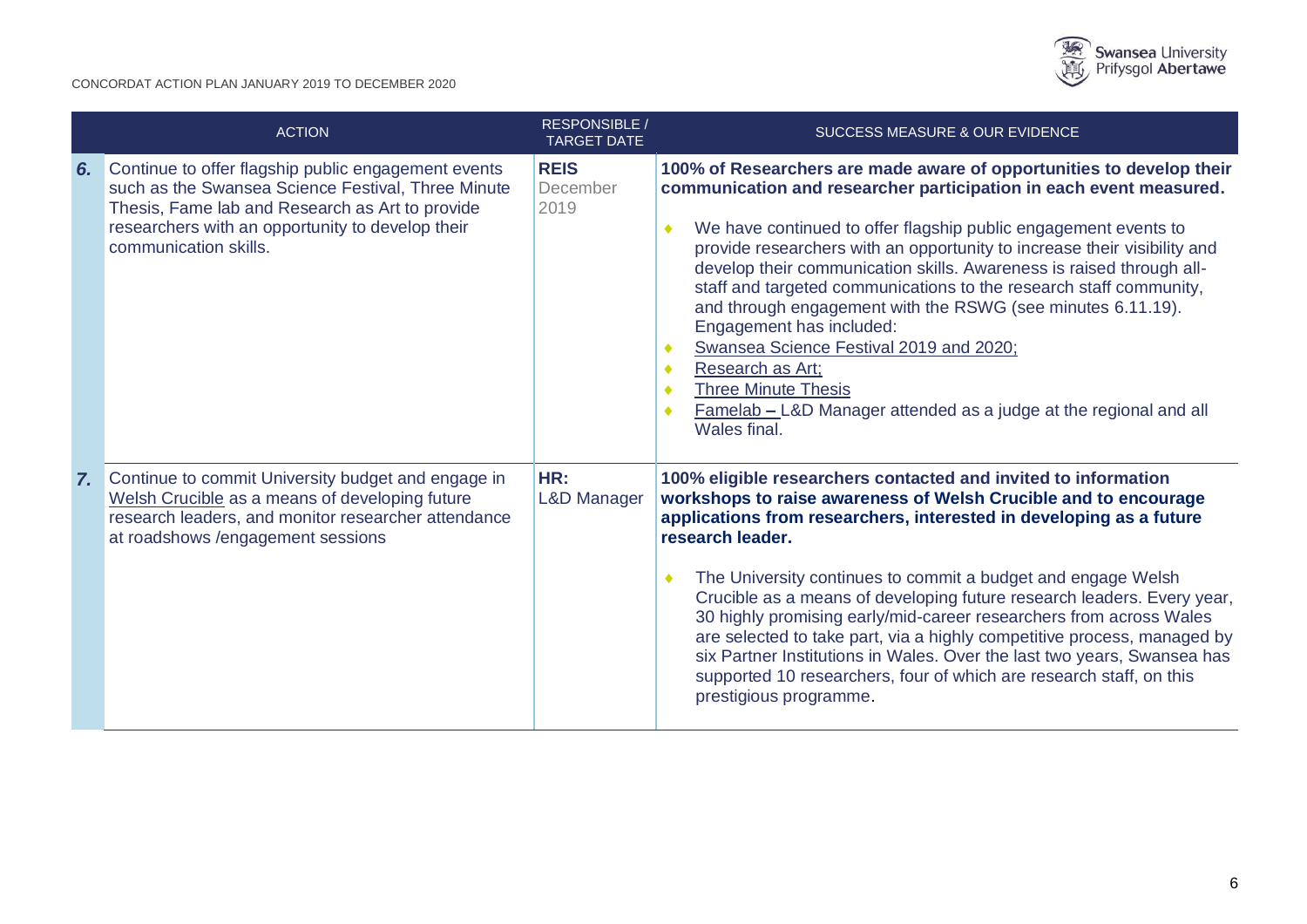| | ACTION | RESPONSIBLE / TARGET DATE | SUCCESS MEASURE & OUR EVIDENCE |
|---|---|---|---|
| ***6.*** | Continue to offer flagship public engagement events such as the Swansea Science Festival, Three Minute Thesis, Fame lab and Research as Art to provide researchers with an opportunity to develop their communication skills. | **REIS** December 2019 | **100% of Researchers are made aware of opportunities to develop their communication and researcher participation in each event measured.**<br><br>◆ We have continued to offer flagship public engagement events to provide researchers with an opportunity to increase their visibility and develop their communication skills. Awareness is raised through all-staff and targeted communications to the research staff community, and through engagement with the RSWG (see minutes 6.11.19). Engagement has included:<br>◆ Swansea Science Festival 2019 and 2020;<br>◆ Research as Art;<br>◆ Three Minute Thesis<br>◆ Famelab – L&D Manager attended as a judge at the regional and all Wales final. |
| ***7.*** | Continue to commit University budget and engage in Welsh Crucible as a means of developing future research leaders, and monitor researcher attendance at roadshows /engagement sessions | **HR:** L&D Manager | **100% eligible researchers contacted and invited to information workshops to raise awareness of Welsh Crucible and to encourage applications from researchers, interested in developing as a future research leader.**<br><br>◆ The University continues to commit a budget and engage Welsh Crucible as a means of developing future research leaders. Every year, 30 highly promising early/mid-career researchers from across Wales are selected to take part, via a highly competitive process, managed by six Partner Institutions in Wales. Over the last two years, Swansea has supported 10 researchers, four of which are research staff, on this prestigious programme. |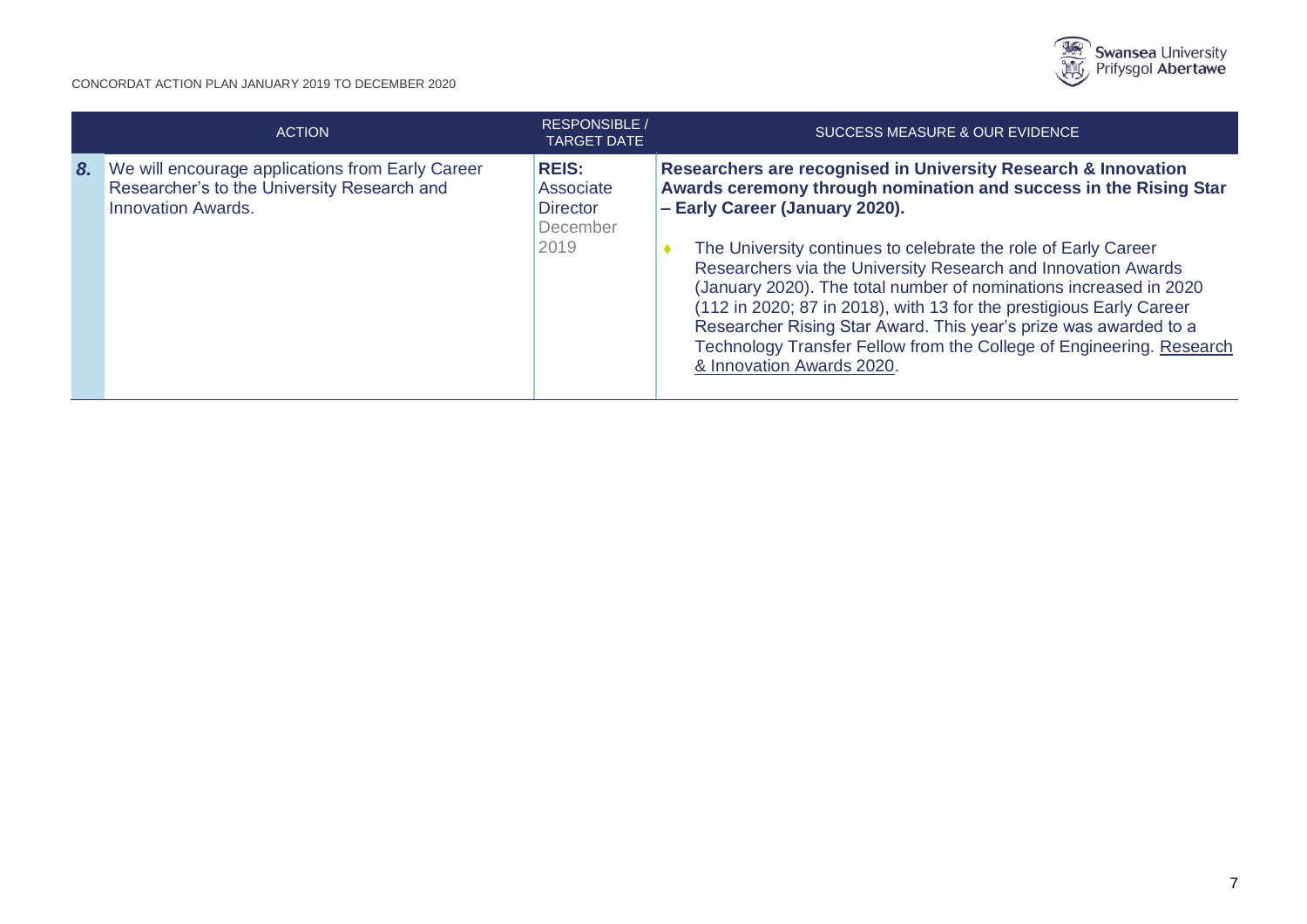| | ACTION | RESPONSIBLE / TARGET DATE | SUCCESS MEASURE & OUR EVIDENCE |
|---|---|---|---|
| **8.** | We will encourage applications from Early Career Researcher's to the University Research and Innovation Awards. | **REIS:** Associate Director December 2019 | **Researchers are recognised in University Research & Innovation Awards ceremony through nomination and success in the Rising Star – Early Career (January 2020).**<br><br>♦ The University continues to celebrate the role of Early Career Researchers via the University Research and Innovation Awards (January 2020). The total number of nominations increased in 2020 (112 in 2020; 87 in 2018), with 13 for the prestigious Early Career Researcher Rising Star Award. This year's prize was awarded to a Technology Transfer Fellow from the College of Engineering. Research & Innovation Awards 2020. |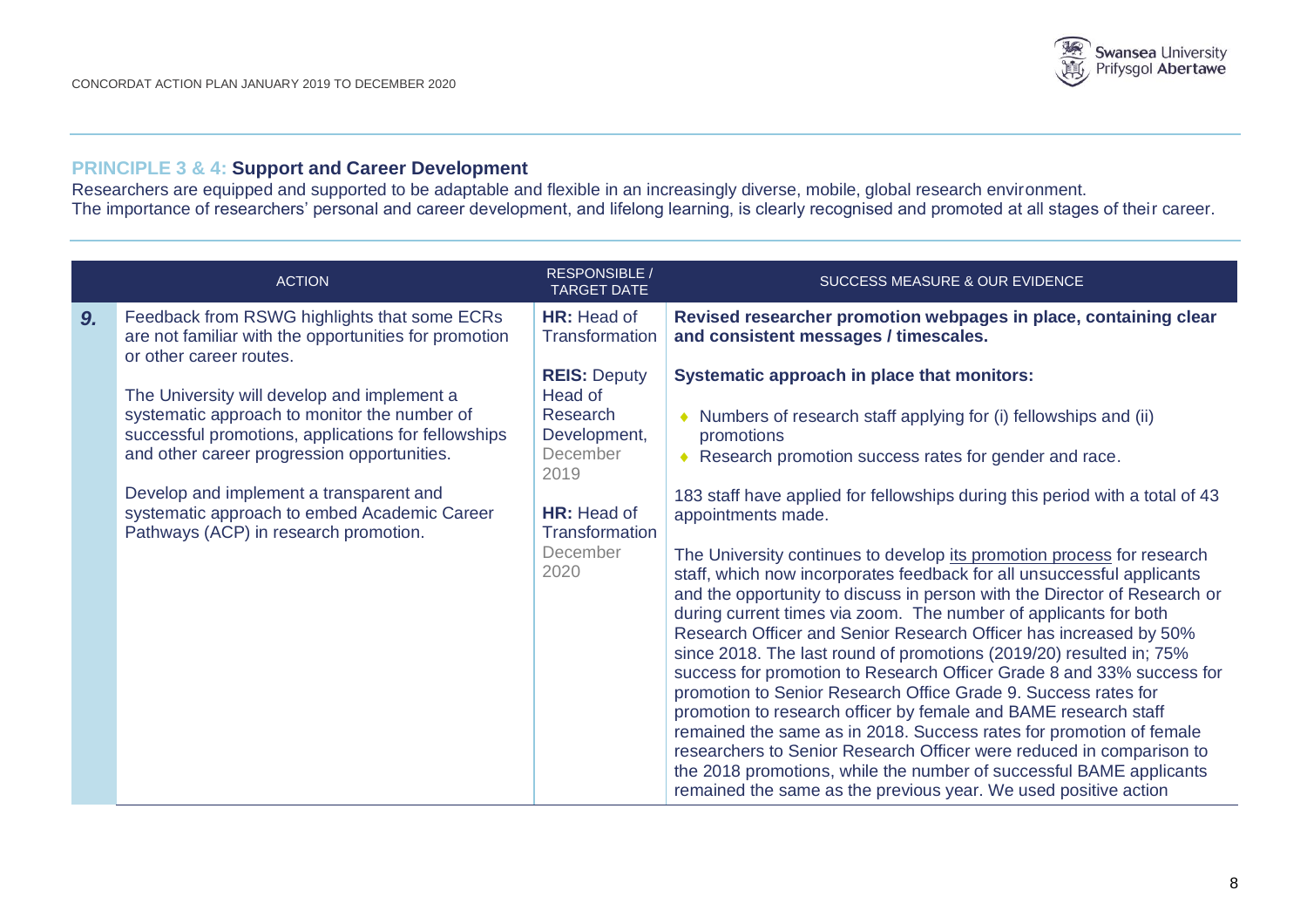## PRINCIPLE 3 & 4: Support and Career Development

Researchers are equipped and supported to be adaptable and flexible in an increasingly diverse, mobile, global research environment.
The importance of researchers' personal and career development, and lifelong learning, is clearly recognised and promoted at all stages of their career.

| | ACTION | RESPONSIBLE / TARGET DATE | SUCCESS MEASURE & OUR EVIDENCE |
|---|---|---|---|
| ***9.*** | Feedback from RSWG highlights that some ECRs are not familiar with the opportunities for promotion or other career routes.<br><br>The University will develop and implement a systematic approach to monitor the number of successful promotions, applications for fellowships and other career progression opportunities.<br><br>Develop and implement a transparent and systematic approach to embed Academic Career Pathways (ACP) in research promotion. | **HR:** Head of Transformation<br><br>**REIS:** Deputy Head of Research Development, December 2019<br><br>**HR:** Head of Transformation December 2020 | **Revised researcher promotion webpages in place, containing clear and consistent messages / timescales.**<br><br>**Systematic approach in place that monitors:**<br><br>• Numbers of research staff applying for (i) fellowships and (ii) promotions<br>• Research promotion success rates for gender and race.<br><br>183 staff have applied for fellowships during this period with a total of 43 appointments made.<br><br>The University continues to develop its promotion process for research staff, which now incorporates feedback for all unsuccessful applicants and the opportunity to discuss in person with the Director of Research or during current times via zoom. The number of applicants for both Research Officer and Senior Research Officer has increased by 50% since 2018. The last round of promotions (2019/20) resulted in; 75% success for promotion to Research Officer Grade 8 and 33% success for promotion to Senior Research Office Grade 9. Success rates for promotion to research officer by female and BAME research staff remained the same as in 2018. Success rates for promotion of female researchers to Senior Research Officer were reduced in comparison to the 2018 promotions, while the number of successful BAME applicants remained the same as the previous year. We used positive action |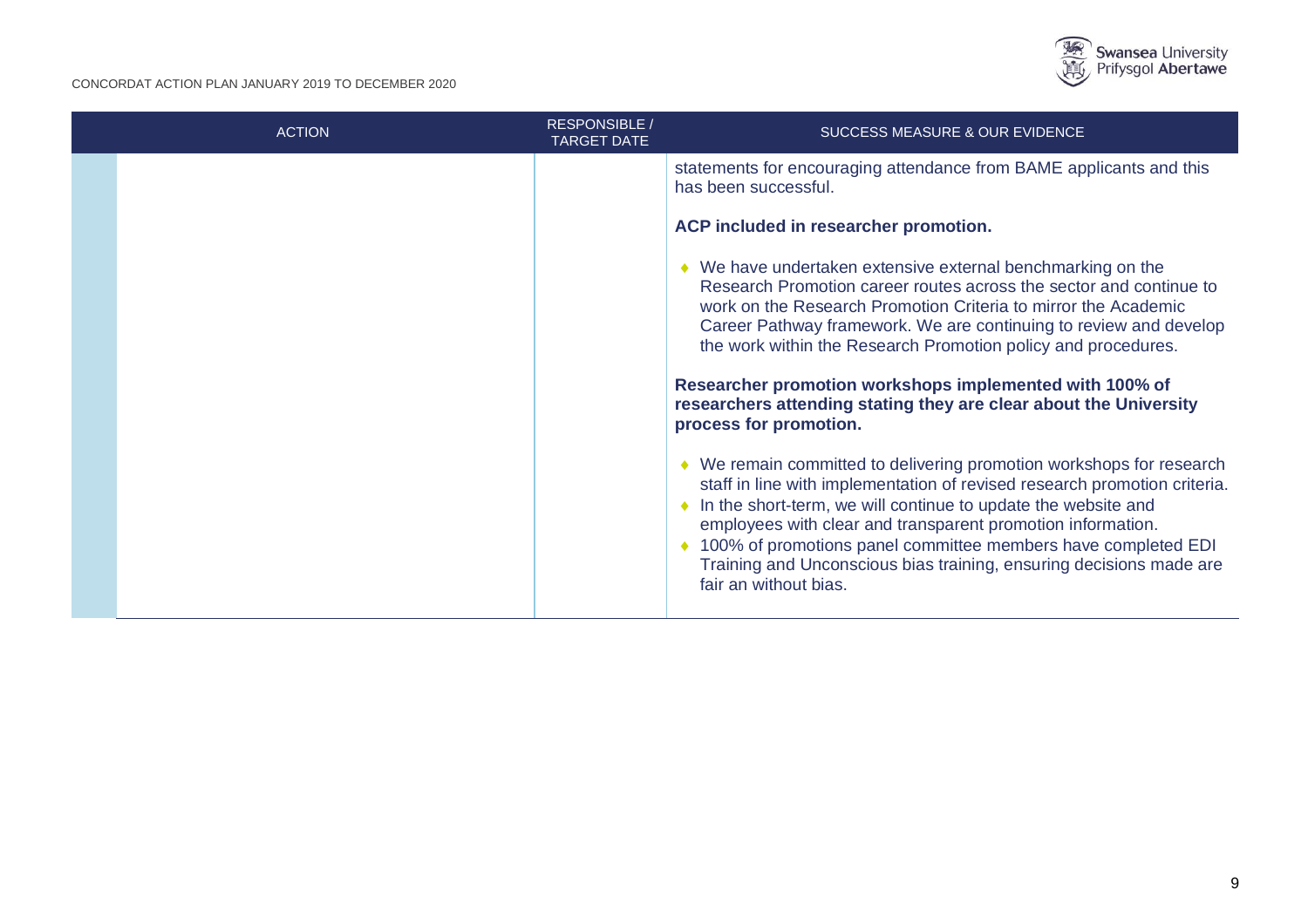| ACTION | RESPONSIBLE / TARGET DATE | SUCCESS MEASURE & OUR EVIDENCE |
| --- | --- | --- |
| | | statements for encouraging attendance from BAME applicants and this has been successful.<br><br>**ACP included in researcher promotion.**<br><br>◆ We have undertaken extensive external benchmarking on the Research Promotion career routes across the sector and continue to work on the Research Promotion Criteria to mirror the Academic Career Pathway framework. We are continuing to review and develop the work within the Research Promotion policy and procedures.<br><br>**Researcher promotion workshops implemented with 100% of researchers attending stating they are clear about the University process for promotion.**<br><br>◆ We remain committed to delivering promotion workshops for research staff in line with implementation of revised research promotion criteria.<br>◆ In the short-term, we will continue to update the website and employees with clear and transparent promotion information.<br>◆ 100% of promotions panel committee members have completed EDI Training and Unconscious bias training, ensuring decisions made are fair an without bias. |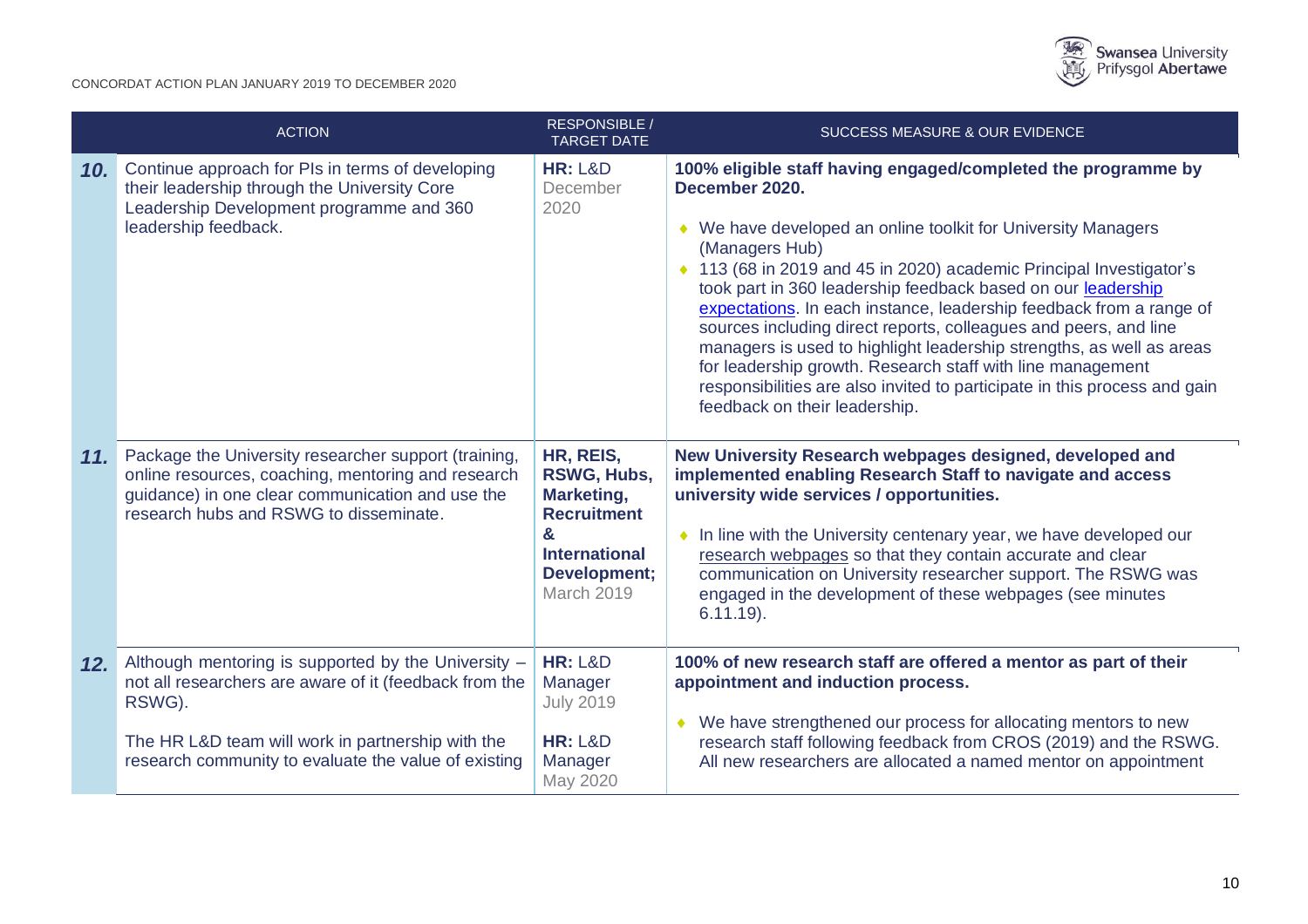| | ACTION | RESPONSIBLE / TARGET DATE | SUCCESS MEASURE & OUR EVIDENCE |
|---|---|---|---|
| ***10.*** | Continue approach for PIs in terms of developing their leadership through the University Core Leadership Development programme and 360 leadership feedback. | **HR:** L&D<br>December 2020 | **100% eligible staff having engaged/completed the programme by December 2020.**<br><br>◆ We have developed an online toolkit for University Managers (Managers Hub)<br>◆ 113 (68 in 2019 and 45 in 2020) academic Principal Investigator's took part in 360 leadership feedback based on our leadership expectations. In each instance, leadership feedback from a range of sources including direct reports, colleagues and peers, and line managers is used to highlight leadership strengths, as well as areas for leadership growth. Research staff with line management responsibilities are also invited to participate in this process and gain feedback on their leadership. |
| ***11.*** | Package the University researcher support (training, online resources, coaching, mentoring and research guidance) in one clear communication and use the research hubs and RSWG to disseminate. | **HR, REIS, RSWG, Hubs, Marketing, Recruitment & International Development;**<br>March 2019 | **New University Research webpages designed, developed and implemented enabling Research Staff to navigate and access university wide services / opportunities.**<br><br>◆ In line with the University centenary year, we have developed our research webpages so that they contain accurate and clear communication on University researcher support. The RSWG was engaged in the development of these webpages (see minutes 6.11.19). |
| ***12.*** | Although mentoring is supported by the University – not all researchers are aware of it (feedback from the RSWG).<br><br>The HR L&D team will work in partnership with the research community to evaluate the value of existing | **HR:** L&D Manager<br>July 2019<br><br>**HR:** L&D Manager<br>May 2020 | **100% of new research staff are offered a mentor as part of their appointment and induction process.**<br><br>◆ We have strengthened our process for allocating mentors to new research staff following feedback from CROS (2019) and the RSWG. All new researchers are allocated a named mentor on appointment |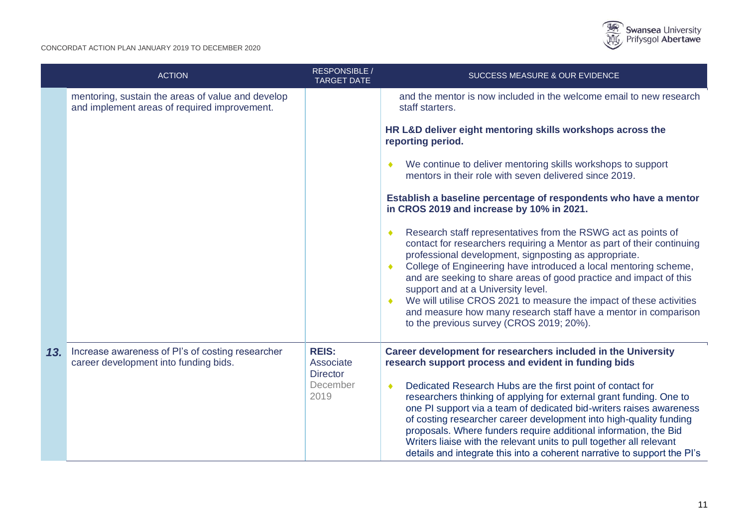| | ACTION | RESPONSIBLE / TARGET DATE | SUCCESS MEASURE & OUR EVIDENCE |
|---|---|---|---|
| | mentoring, sustain the areas of value and develop and implement areas of required improvement. | | and the mentor is now included in the welcome email to new research staff starters.<br><br>**HR L&D deliver eight mentoring skills workshops across the reporting period.**<br><br>♦ We continue to deliver mentoring skills workshops to support mentors in their role with seven delivered since 2019.<br><br>**Establish a baseline percentage of respondents who have a mentor in CROS 2019 and increase by 10% in 2021.**<br><br>♦ Research staff representatives from the RSWG act as points of contact for researchers requiring a Mentor as part of their continuing professional development, signposting as appropriate.<br>♦ College of Engineering have introduced a local mentoring scheme, and are seeking to share areas of good practice and impact of this support and at a University level.<br>♦ We will utilise CROS 2021 to measure the impact of these activities and measure how many research staff have a mentor in comparison to the previous survey (CROS 2019; 20%). |
| **13.** | Increase awareness of PI's of costing researcher career development into funding bids. | **REIS:** Associate Director<br>December 2019 | **Career development for researchers included in the University research support process and evident in funding bids**<br><br>♦ Dedicated Research Hubs are the first point of contact for researchers thinking of applying for external grant funding. One to one PI support via a team of dedicated bid-writers raises awareness of costing researcher career development into high-quality funding proposals. Where funders require additional information, the Bid Writers liaise with the relevant units to pull together all relevant details and integrate this into a coherent narrative to support the PI's |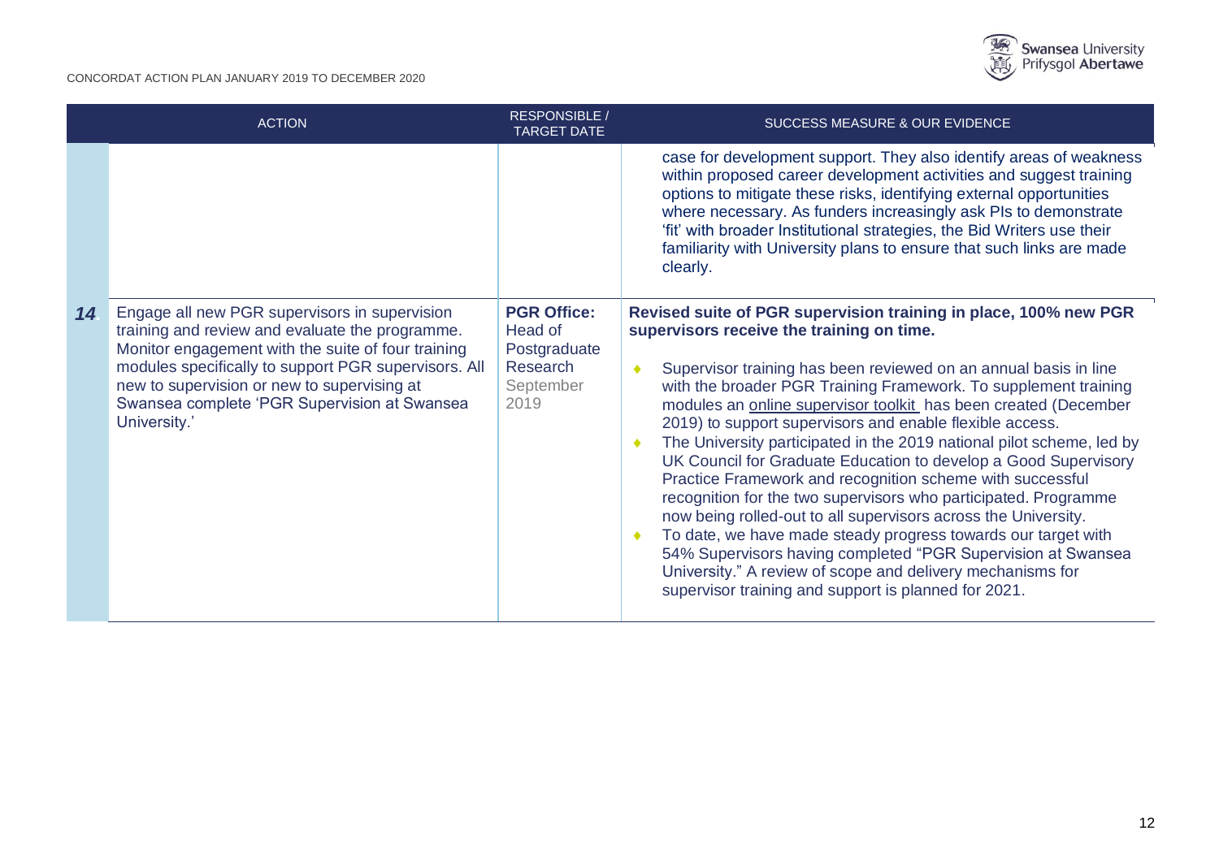| | ACTION | RESPONSIBLE / TARGET DATE | SUCCESS MEASURE & OUR EVIDENCE |
|---|---|---|---|
| | | | case for development support. They also identify areas of weakness within proposed career development activities and suggest training options to mitigate these risks, identifying external opportunities where necessary. As funders increasingly ask PIs to demonstrate 'fit' with broader Institutional strategies, the Bid Writers use their familiarity with University plans to ensure that such links are made clearly. |
| **14** | Engage all new PGR supervisors in supervision training and review and evaluate the programme. Monitor engagement with the suite of four training modules specifically to support PGR supervisors. All new to supervision or new to supervising at Swansea complete 'PGR Supervision at Swansea University.' | **PGR Office:** Head of Postgraduate Research<br>September 2019 | **Revised suite of PGR supervision training in place, 100% new PGR supervisors receive the training on time.**<br><br>◆ Supervisor training has been reviewed on an annual basis in line with the broader PGR Training Framework. To supplement training modules an online supervisor toolkit has been created (December 2019) to support supervisors and enable flexible access.<br>◆ The University participated in the 2019 national pilot scheme, led by UK Council for Graduate Education to develop a Good Supervisory Practice Framework and recognition scheme with successful recognition for the two supervisors who participated. Programme now being rolled-out to all supervisors across the University.<br>◆ To date, we have made steady progress towards our target with 54% Supervisors having completed "PGR Supervision at Swansea University." A review of scope and delivery mechanisms for supervisor training and support is planned for 2021. |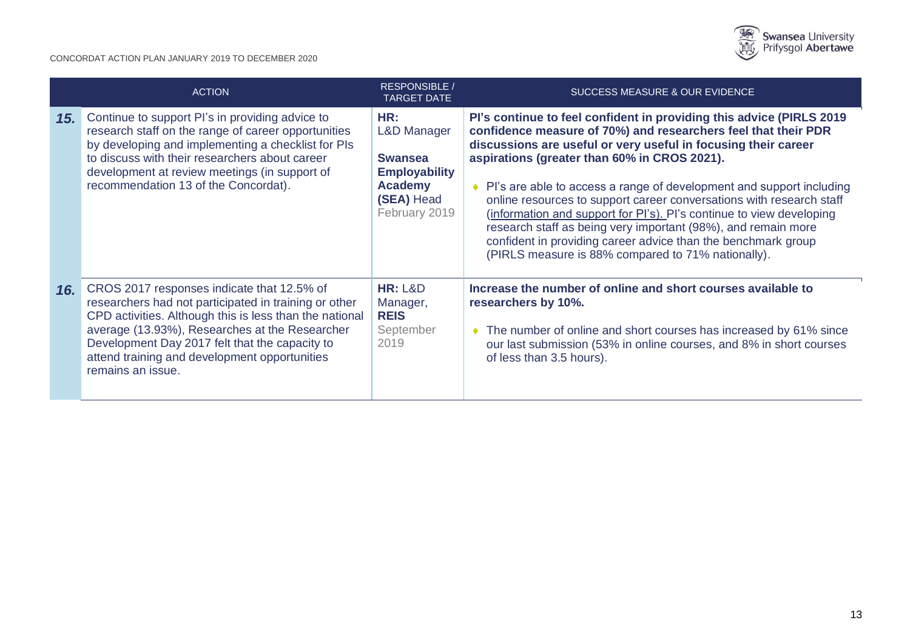| | ACTION | RESPONSIBLE / TARGET DATE | SUCCESS MEASURE & OUR EVIDENCE |
|---|---|---|---|
| **15.** | Continue to support PI's in providing advice to research staff on the range of career opportunities by developing and implementing a checklist for PIs to discuss with their researchers about career development at review meetings (in support of recommendation 13 of the Concordat). | **HR:** L&D Manager<br><br>**Swansea Employability Academy (SEA)** Head<br>February 2019 | **PI's continue to feel confident in providing this advice (PIRLS 2019 confidence measure of 70%) and researchers feel that their PDR discussions are useful or very useful in focusing their career aspirations (greater than 60% in CROS 2021).**<br><br>• PI's are able to access a range of development and support including online resources to support career conversations with research staff (information and support for PI's). PI's continue to view developing research staff as being very important (98%), and remain more confident in providing career advice than the benchmark group (PIRLS measure is 88% compared to 71% nationally). |
| **16.** | CROS 2017 responses indicate that 12.5% of researchers had not participated in training or other CPD activities. Although this is less than the national average (13.93%), Researches at the Researcher Development Day 2017 felt that the capacity to attend training and development opportunities remains an issue. | **HR:** L&D Manager, **REIS**<br>September 2019 | **Increase the number of online and short courses available to researchers by 10%.**<br><br>• The number of online and short courses has increased by 61% since our last submission (53% in online courses, and 8% in short courses of less than 3.5 hours). |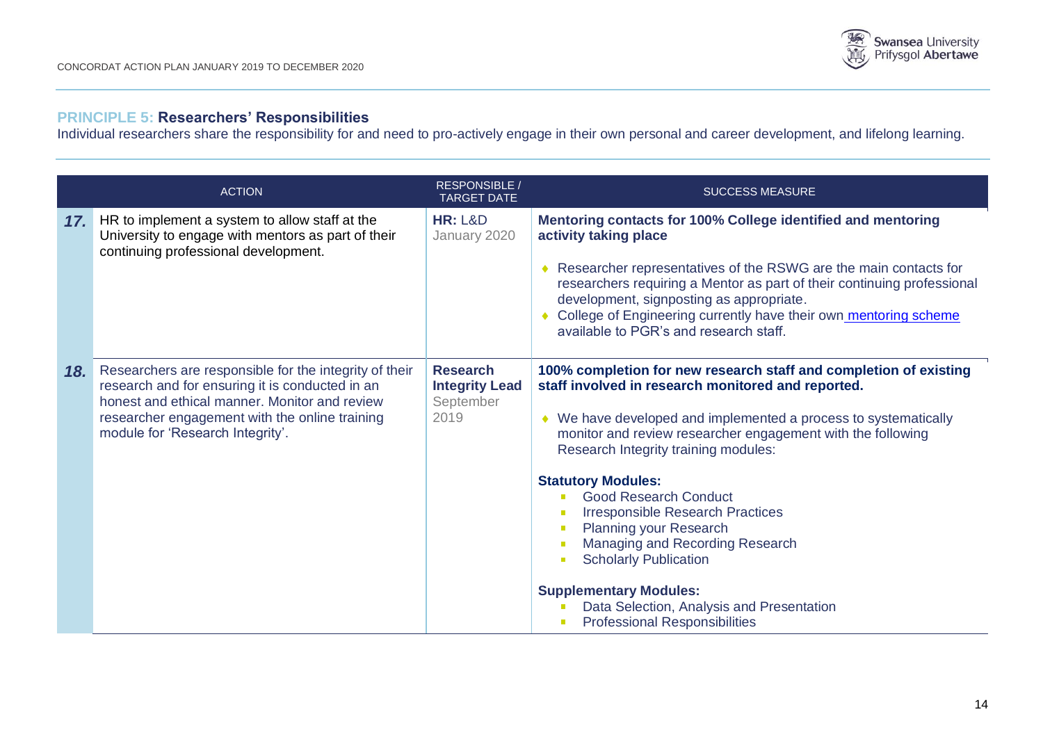## PRINCIPLE 5: Researchers' Responsibilities

Individual researchers share the responsibility for and need to pro-actively engage in their own personal and career development, and lifelong learning.

| | ACTION | RESPONSIBLE / TARGET DATE | SUCCESS MEASURE |
|---|---|---|---|
| **17.** | HR to implement a system to allow staff at the University to engage with mentors as part of their continuing professional development. | **HR:** L&D January 2020 | **Mentoring contacts for 100% College identified and mentoring activity taking place**<br><br>• Researcher representatives of the RSWG are the main contacts for researchers requiring a Mentor as part of their continuing professional development, signposting as appropriate.<br>• College of Engineering currently have their own mentoring scheme available to PGR's and research staff. |
| **18.** | Researchers are responsible for the integrity of their research and for ensuring it is conducted in an honest and ethical manner. Monitor and review researcher engagement with the online training module for 'Research Integrity'. | **Research Integrity Lead** September 2019 | **100% completion for new research staff and completion of existing staff involved in research monitored and reported.**<br><br>• We have developed and implemented a process to systematically monitor and review researcher engagement with the following Research Integrity training modules:<br><br>**Statutory Modules:**<br>▪ Good Research Conduct<br>▪ Irresponsible Research Practices<br>▪ Planning your Research<br>▪ Managing and Recording Research<br>▪ Scholarly Publication<br><br>**Supplementary Modules:**<br>▪ Data Selection, Analysis and Presentation<br>▪ Professional Responsibilities |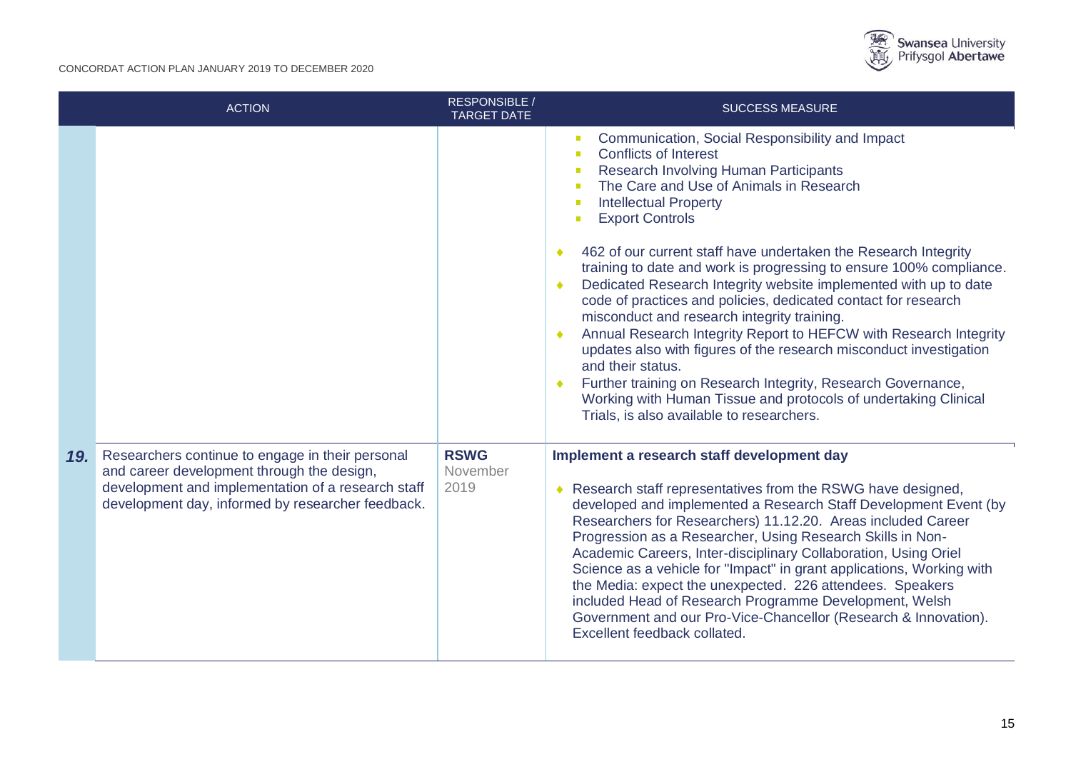| | ACTION | RESPONSIBLE / TARGET DATE | SUCCESS MEASURE |
|---|---|---|---|
| | | | ▪ Communication, Social Responsibility and Impact<br>▪ Conflicts of Interest<br>▪ Research Involving Human Participants<br>▪ The Care and Use of Animals in Research<br>▪ Intellectual Property<br>▪ Export Controls<br><br>♦ 462 of our current staff have undertaken the Research Integrity training to date and work is progressing to ensure 100% compliance.<br>♦ Dedicated Research Integrity website implemented with up to date code of practices and policies, dedicated contact for research misconduct and research integrity training.<br>♦ Annual Research Integrity Report to HEFCW with Research Integrity updates also with figures of the research misconduct investigation and their status.<br>♦ Further training on Research Integrity, Research Governance, Working with Human Tissue and protocols of undertaking Clinical Trials, is also available to researchers. |
| ***19.*** | Researchers continue to engage in their personal and career development through the design, development and implementation of a research staff development day, informed by researcher feedback. | **RSWG**<br>November 2019 | **Implement a research staff development day**<br><br>♦ Research staff representatives from the RSWG have designed, developed and implemented a Research Staff Development Event (by Researchers for Researchers) 11.12.20. Areas included Career Progression as a Researcher, Using Research Skills in Non-Academic Careers, Inter-disciplinary Collaboration, Using Oriel Science as a vehicle for "Impact" in grant applications, Working with the Media: expect the unexpected. 226 attendees. Speakers included Head of Research Programme Development, Welsh Government and our Pro-Vice-Chancellor (Research & Innovation). Excellent feedback collated. |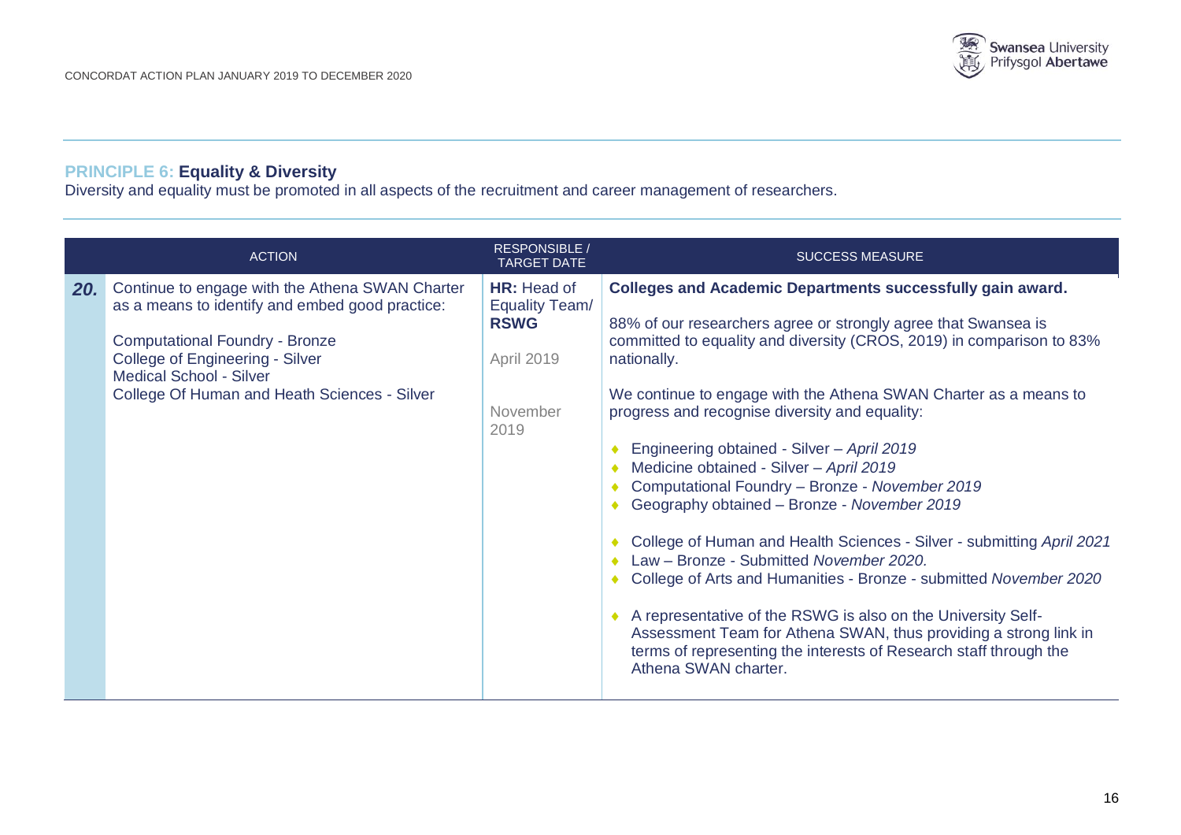## PRINCIPLE 6: Equality & Diversity

Diversity and equality must be promoted in all aspects of the recruitment and career management of researchers.

| | ACTION | RESPONSIBLE / TARGET DATE | SUCCESS MEASURE |
|---|---|---|---|
| **20.** | Continue to engage with the Athena SWAN Charter as a means to identify and embed good practice:<br><br>Computational Foundry - Bronze<br>College of Engineering - Silver<br>Medical School - Silver<br>College Of Human and Heath Sciences - Silver | **HR:** Head of Equality Team/ **RSWG**<br><br>April 2019<br><br>November 2019 | **Colleges and Academic Departments successfully gain award.**<br><br>88% of our researchers agree or strongly agree that Swansea is committed to equality and diversity (CROS, 2019) in comparison to 83% nationally.<br><br>We continue to engage with the Athena SWAN Charter as a means to progress and recognise diversity and equality:<br><br>◆ Engineering obtained - Silver – *April 2019*<br>◆ Medicine obtained - Silver – *April 2019*<br>◆ Computational Foundry – Bronze - *November 2019*<br>◆ Geography obtained – Bronze - *November 2019*<br><br>◆ College of Human and Health Sciences - Silver - submitting *April 2021*<br>◆ Law – Bronze - Submitted *November 2020.*<br>◆ College of Arts and Humanities - Bronze - submitted *November 2020*<br><br>◆ A representative of the RSWG is also on the University Self-Assessment Team for Athena SWAN, thus providing a strong link in terms of representing the interests of Research staff through the Athena SWAN charter. |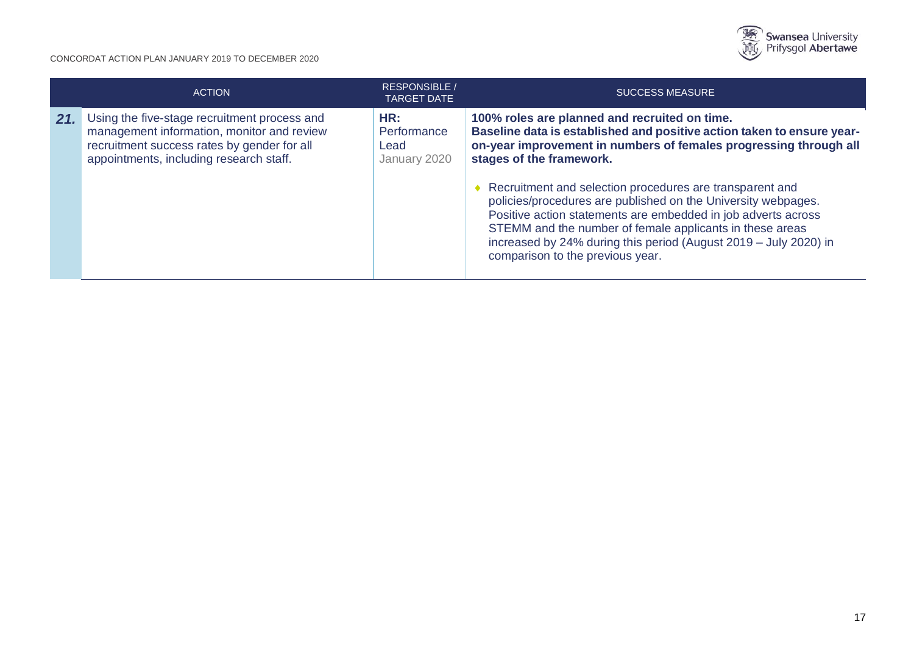| | ACTION | RESPONSIBLE / TARGET DATE | SUCCESS MEASURE |
|---|---|---|---|
| ***21.*** | Using the five-stage recruitment process and management information, monitor and review recruitment success rates by gender for all appointments, including research staff. | **HR:** Performance Lead January 2020 | **100% roles are planned and recruited on time. Baseline data is established and positive action taken to ensure year-on-year improvement in numbers of females progressing through all stages of the framework.** <br> ◆ Recruitment and selection procedures are transparent and policies/procedures are published on the University webpages. Positive action statements are embedded in job adverts across STEMM and the number of female applicants in these areas increased by 24% during this period (August 2019 – July 2020) in comparison to the previous year. |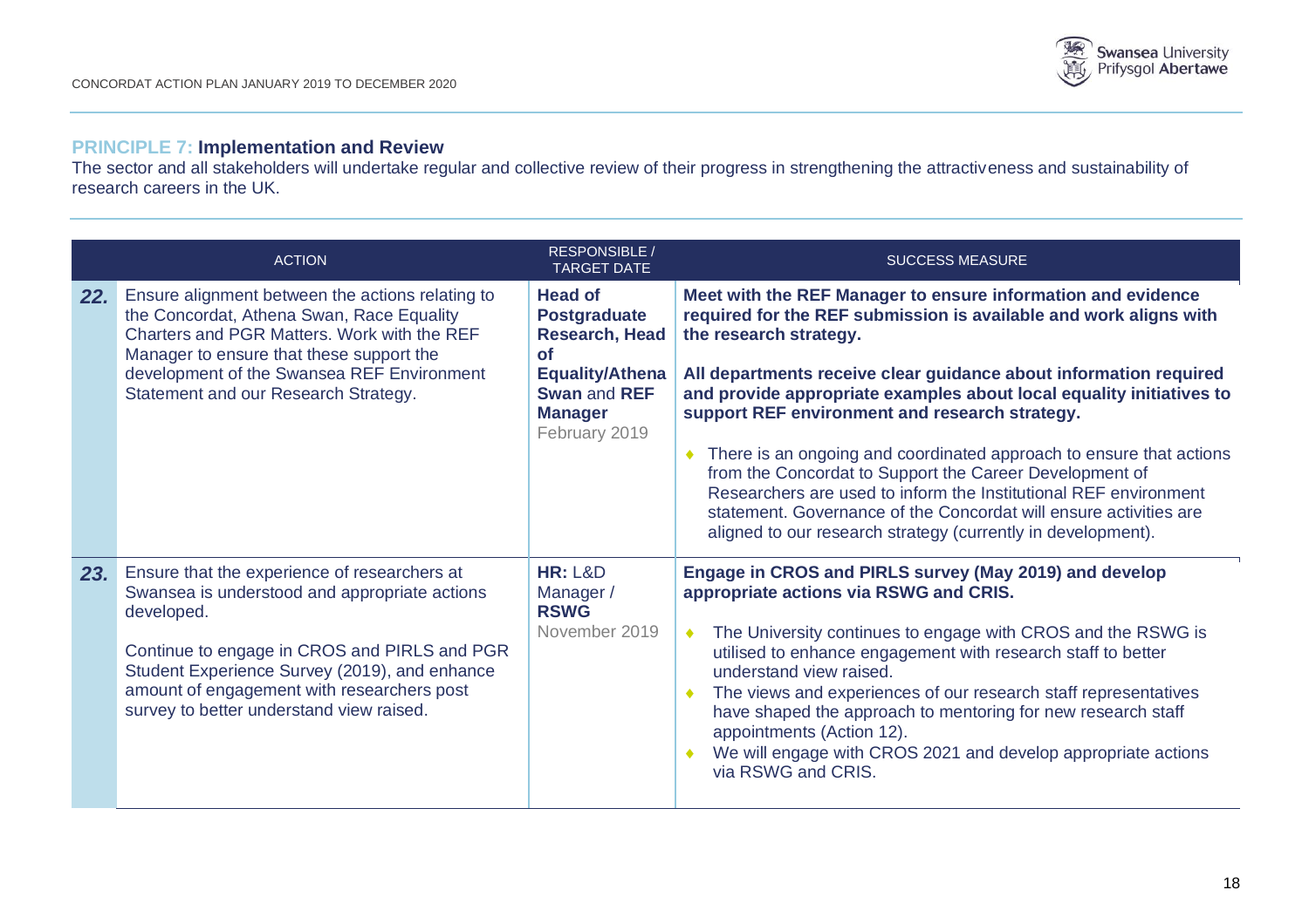## PRINCIPLE 7: Implementation and Review

The sector and all stakeholders will undertake regular and collective review of their progress in strengthening the attractiveness and sustainability of research careers in the UK.

| | ACTION | RESPONSIBLE / TARGET DATE | SUCCESS MEASURE |
|---|---|---|---|
| **22.** | Ensure alignment between the actions relating to the Concordat, Athena Swan, Race Equality Charters and PGR Matters. Work with the REF Manager to ensure that these support the development of the Swansea REF Environment Statement and our Research Strategy. | **Head of Postgraduate Research, Head of Equality/Athena Swan** and **REF Manager** February 2019 | **Meet with the REF Manager to ensure information and evidence required for the REF submission is available and work aligns with the research strategy.**<br><br>**All departments receive clear guidance about information required and provide appropriate examples about local equality initiatives to support REF environment and research strategy.**<br><br>◆ There is an ongoing and coordinated approach to ensure that actions from the Concordat to Support the Career Development of Researchers are used to inform the Institutional REF environment statement. Governance of the Concordat will ensure activities are aligned to our research strategy (currently in development). |
| **23.** | Ensure that the experience of researchers at Swansea is understood and appropriate actions developed.<br><br>Continue to engage in CROS and PIRLS and PGR Student Experience Survey (2019), and enhance amount of engagement with researchers post survey to better understand view raised. | **HR:** L&D Manager / **RSWG** November 2019 | **Engage in CROS and PIRLS survey (May 2019) and develop appropriate actions via RSWG and CRIS.**<br><br>◆ The University continues to engage with CROS and the RSWG is utilised to enhance engagement with research staff to better understand view raised.<br>◆ The views and experiences of our research staff representatives have shaped the approach to mentoring for new research staff appointments (Action 12).<br>◆ We will engage with CROS 2021 and develop appropriate actions via RSWG and CRIS. |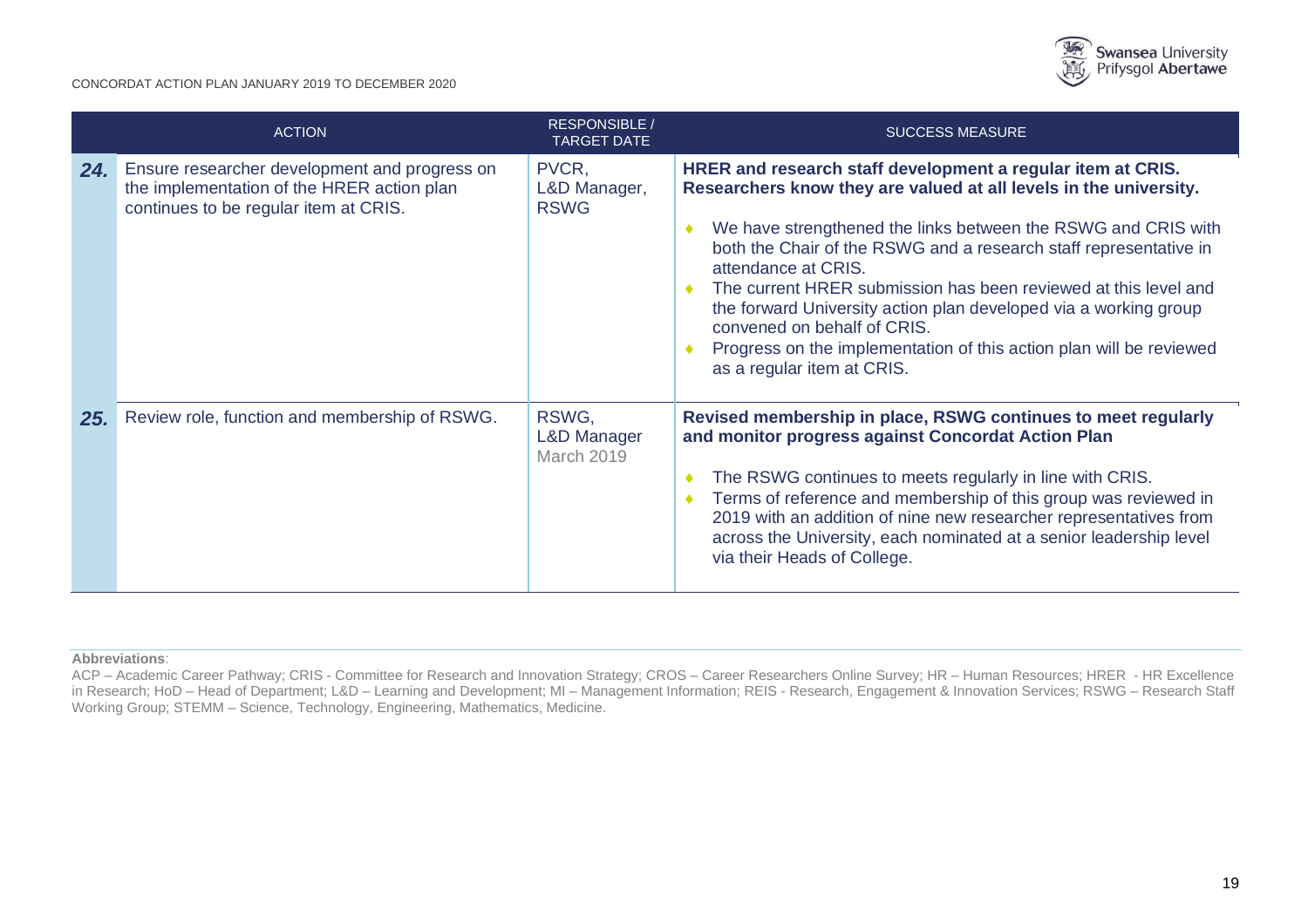| | ACTION | RESPONSIBLE / TARGET DATE | SUCCESS MEASURE |
|---|---|---|---|
| **24.** | Ensure researcher development and progress on the implementation of the HRER action plan continues to be regular item at CRIS. | PVCR, L&D Manager, RSWG | **HRER and research staff development a regular item at CRIS. Researchers know they are valued at all levels in the university.** <br> ◆ We have strengthened the links between the RSWG and CRIS with both the Chair of the RSWG and a research staff representative in attendance at CRIS. <br> ◆ The current HRER submission has been reviewed at this level and the forward University action plan developed via a working group convened on behalf of CRIS. <br> ◆ Progress on the implementation of this action plan will be reviewed as a regular item at CRIS. |
| **25.** | Review role, function and membership of RSWG. | RSWG, L&D Manager March 2019 | **Revised membership in place, RSWG continues to meet regularly and monitor progress against Concordat Action Plan** <br> ◆ The RSWG continues to meets regularly in line with CRIS. <br> ◆ Terms of reference and membership of this group was reviewed in 2019 with an addition of nine new researcher representatives from across the University, each nominated at a senior leadership level via their Heads of College. |

**Abbreviations**:
ACP – Academic Career Pathway; CRIS - Committee for Research and Innovation Strategy; CROS – Career Researchers Online Survey; HR – Human Resources; HRER - HR Excellence in Research; HoD – Head of Department; L&D – Learning and Development; MI – Management Information; REIS - Research, Engagement & Innovation Services; RSWG – Research Staff Working Group; STEMM – Science, Technology, Engineering, Mathematics, Medicine.